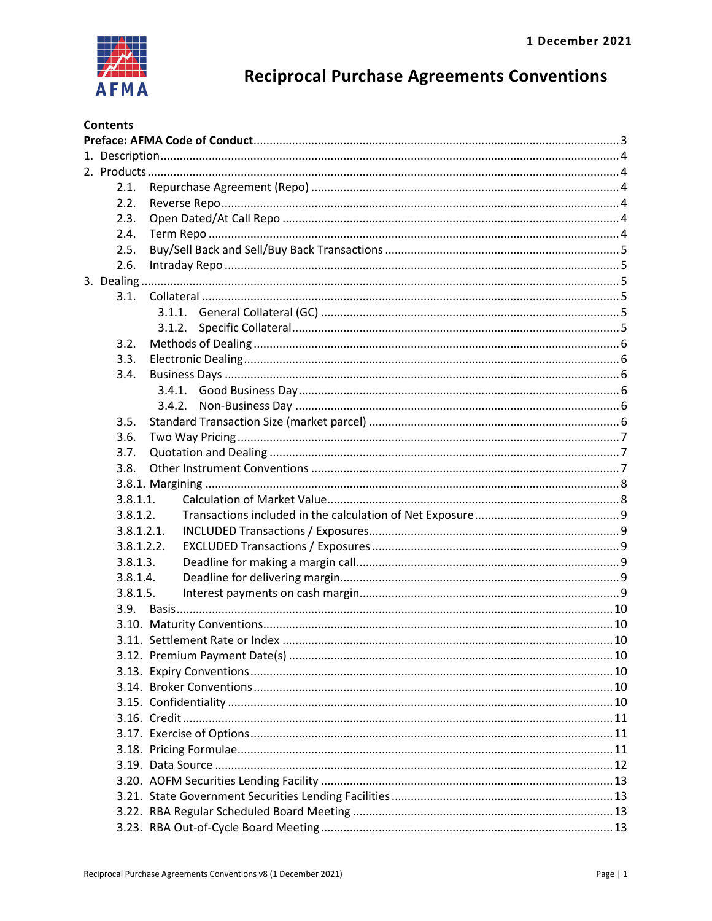1 December 2021

AFMA

# Reciprocal Purchase Agreements Conventions

## Contents

**Preface: AFMA Code of Conduct** ..... 3

1. Description ..... 4
2. Products ..... 4
   - 2.1. Repurchase Agreement (Repo) ..... 4
   - 2.2. Reverse Repo ..... 4
   - 2.3. Open Dated/At Call Repo ..... 4
   - 2.4. Term Repo ..... 4
   - 2.5. Buy/Sell Back and Sell/Buy Back Transactions ..... 5
   - 2.6. Intraday Repo ..... 5
3. Dealing ..... 5
   - 3.1. Collateral ..... 5
     - 3.1.1. General Collateral (GC) ..... 5
     - 3.1.2. Specific Collateral ..... 5
   - 3.2. Methods of Dealing ..... 6
   - 3.3. Electronic Dealing ..... 6
   - 3.4. Business Days ..... 6
     - 3.4.1. Good Business Day ..... 6
     - 3.4.2. Non-Business Day ..... 6
   - 3.5. Standard Transaction Size (market parcel) ..... 6
   - 3.6. Two Way Pricing ..... 7
   - 3.7. Quotation and Dealing ..... 7
   - 3.8. Other Instrument Conventions ..... 7
   - 3.8.1. Margining ..... 8
   - 3.8.1.1. Calculation of Market Value ..... 8
   - 3.8.1.2. Transactions included in the calculation of Net Exposure ..... 9
   - 3.8.1.2.1. INCLUDED Transactions / Exposures ..... 9
   - 3.8.1.2.2. EXCLUDED Transactions / Exposures ..... 9
   - 3.8.1.3. Deadline for making a margin call ..... 9
   - 3.8.1.4. Deadline for delivering margin ..... 9
   - 3.8.1.5. Interest payments on cash margin ..... 9
   - 3.9. Basis ..... 10
   - 3.10. Maturity Conventions ..... 10
   - 3.11. Settlement Rate or Index ..... 10
   - 3.12. Premium Payment Date(s) ..... 10
   - 3.13. Expiry Conventions ..... 10
   - 3.14. Broker Conventions ..... 10
   - 3.15. Confidentiality ..... 10
   - 3.16. Credit ..... 11
   - 3.17. Exercise of Options ..... 11
   - 3.18. Pricing Formulae ..... 11
   - 3.19. Data Source ..... 12
   - 3.20. AOFM Securities Lending Facility ..... 13
   - 3.21. State Government Securities Lending Facilities ..... 13
   - 3.22. RBA Regular Scheduled Board Meeting ..... 13
   - 3.23. RBA Out-of-Cycle Board Meeting ..... 13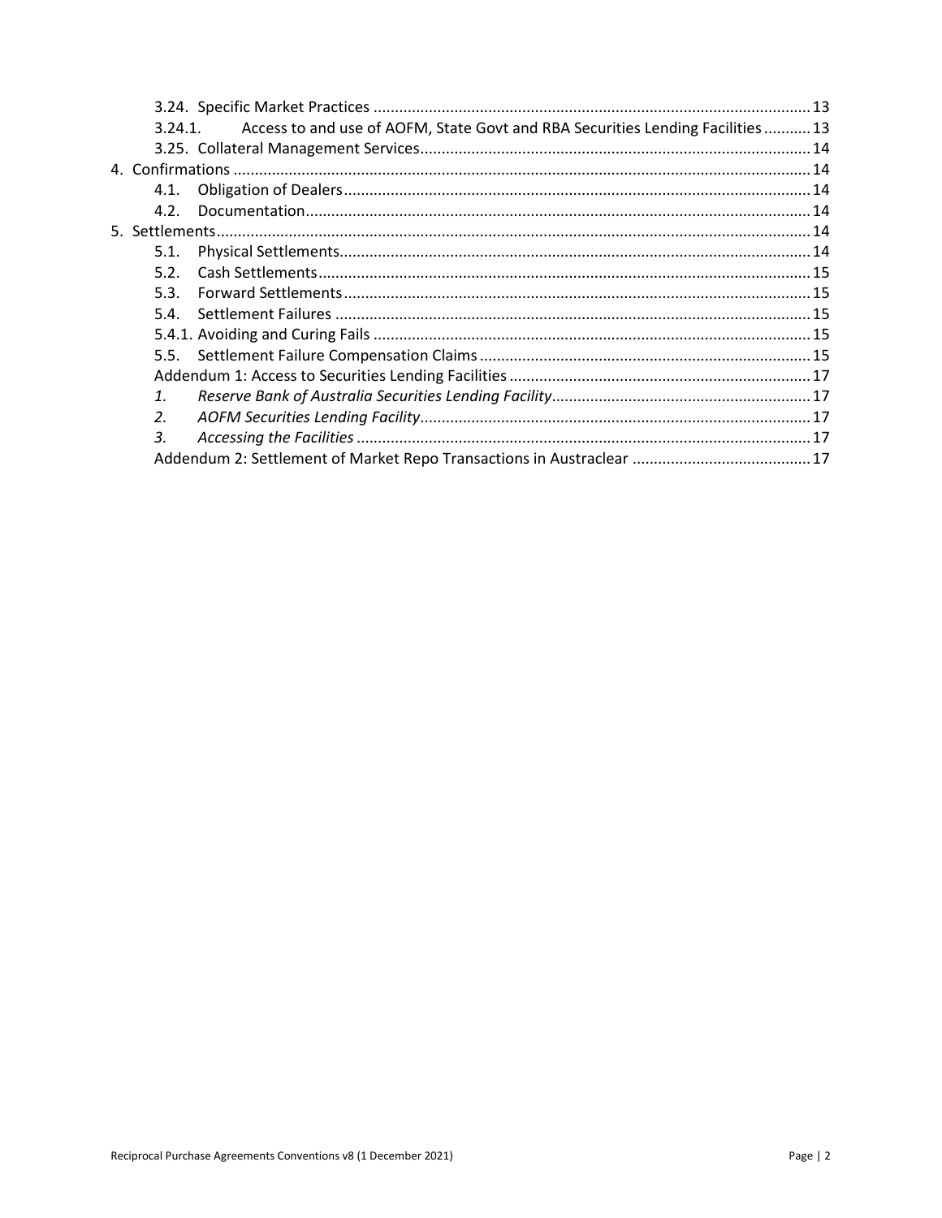3.24. Specific Market Practices ........................................................................................................ 13
3.24.1. Access to and use of AOFM, State Govt and RBA Securities Lending Facilities ........... 13
3.25. Collateral Management Services ............................................................................................ 14
4. Confirmations ....................................................................................................................... 14
4.1. Obligation of Dealers ............................................................................................................. 14
4.2. Documentation ....................................................................................................................... 14
5. Settlements ........................................................................................................................... 14
5.1. Physical Settlements .............................................................................................................. 14
5.2. Cash Settlements .................................................................................................................... 15
5.3. Forward Settlements .............................................................................................................. 15
5.4. Settlement Failures ................................................................................................................ 15
5.4.1. Avoiding and Curing Fails ...................................................................................................... 15
5.5. Settlement Failure Compensation Claims .............................................................................. 15
Addendum 1: Access to Securities Lending Facilities ....................................................................... 17
*1. Reserve Bank of Australia Securities Lending Facility* ............................................................. 17
*2. AOFM Securities Lending Facility* ............................................................................................ 17
*3. Accessing the Facilities* ........................................................................................................... 17
Addendum 2: Settlement of Market Repo Transactions in Austraclear ........................................... 17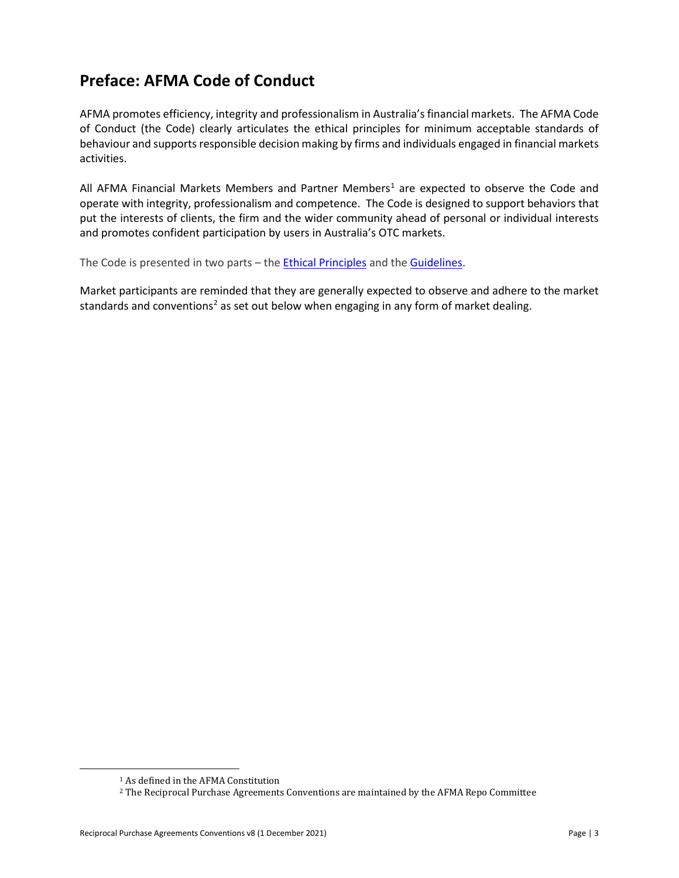## Preface: AFMA Code of Conduct

AFMA promotes efficiency, integrity and professionalism in Australia's financial markets. The AFMA Code of Conduct (the Code) clearly articulates the ethical principles for minimum acceptable standards of behaviour and supports responsible decision making by firms and individuals engaged in financial markets activities.

All AFMA Financial Markets Members and Partner Members[1] are expected to observe the Code and operate with integrity, professionalism and competence. The Code is designed to support behaviors that put the interests of clients, the firm and the wider community ahead of personal or individual interests and promotes confident participation by users in Australia's OTC markets.

The Code is presented in two parts – the Ethical Principles and the Guidelines.

Market participants are reminded that they are generally expected to observe and adhere to the market standards and conventions[2] as set out below when engaging in any form of market dealing.

---

[1] As defined in the AFMA Constitution

[2] The Reciprocal Purchase Agreements Conventions are maintained by the AFMA Repo Committee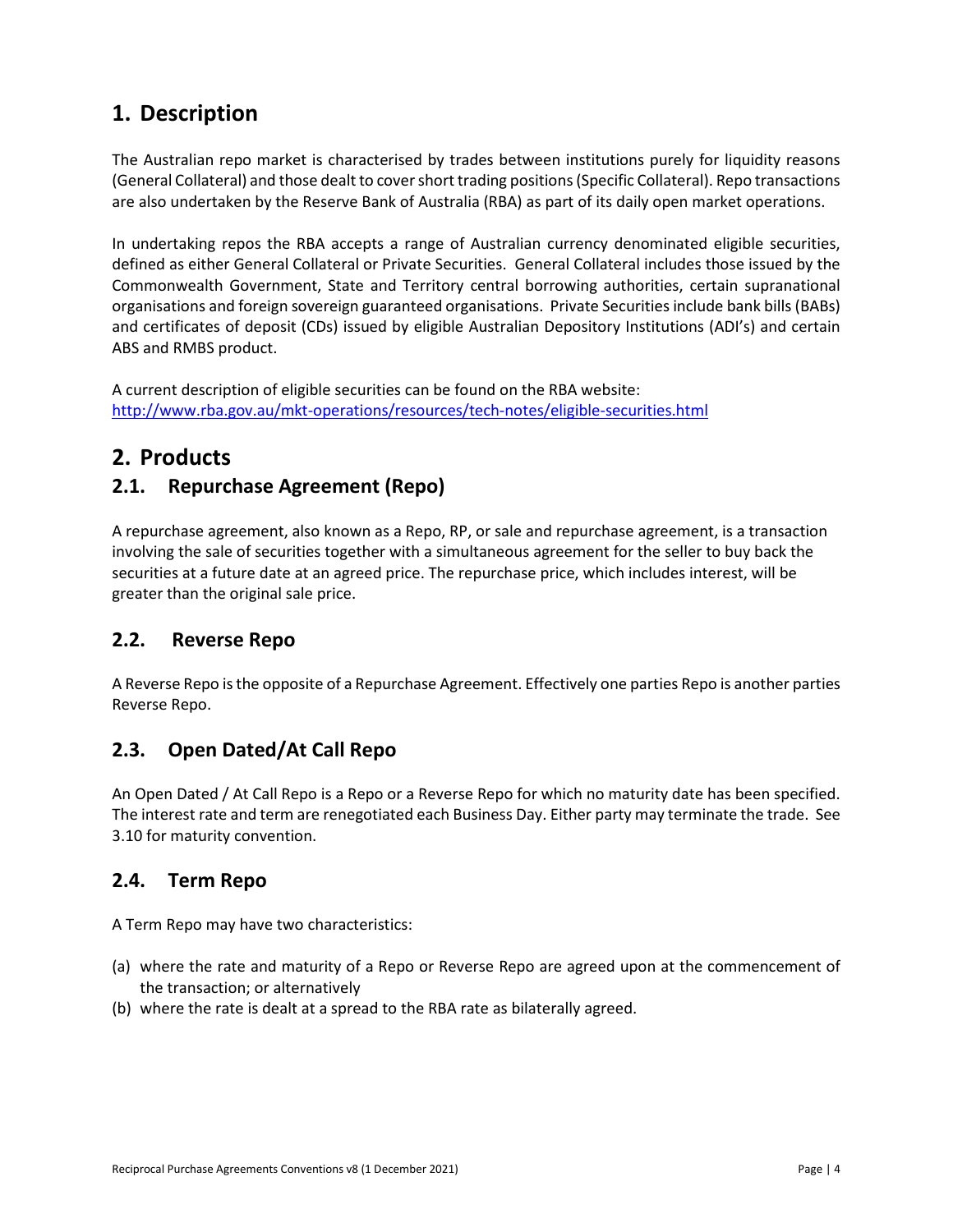# 1. Description

The Australian repo market is characterised by trades between institutions purely for liquidity reasons (General Collateral) and those dealt to cover short trading positions (Specific Collateral). Repo transactions are also undertaken by the Reserve Bank of Australia (RBA) as part of its daily open market operations.

In undertaking repos the RBA accepts a range of Australian currency denominated eligible securities, defined as either General Collateral or Private Securities. General Collateral includes those issued by the Commonwealth Government, State and Territory central borrowing authorities, certain supranational organisations and foreign sovereign guaranteed organisations. Private Securities include bank bills (BABs) and certificates of deposit (CDs) issued by eligible Australian Depository Institutions (ADI's) and certain ABS and RMBS product.

A current description of eligible securities can be found on the RBA website:
http://www.rba.gov.au/mkt-operations/resources/tech-notes/eligible-securities.html

# 2. Products

## 2.1. Repurchase Agreement (Repo)

A repurchase agreement, also known as a Repo, RP, or sale and repurchase agreement, is a transaction involving the sale of securities together with a simultaneous agreement for the seller to buy back the securities at a future date at an agreed price. The repurchase price, which includes interest, will be greater than the original sale price.

## 2.2. Reverse Repo

A Reverse Repo is the opposite of a Repurchase Agreement. Effectively one parties Repo is another parties Reverse Repo.

## 2.3. Open Dated/At Call Repo

An Open Dated / At Call Repo is a Repo or a Reverse Repo for which no maturity date has been specified. The interest rate and term are renegotiated each Business Day. Either party may terminate the trade. See 3.10 for maturity convention.

## 2.4. Term Repo

A Term Repo may have two characteristics:

(a) where the rate and maturity of a Repo or Reverse Repo are agreed upon at the commencement of the transaction; or alternatively
(b) where the rate is dealt at a spread to the RBA rate as bilaterally agreed.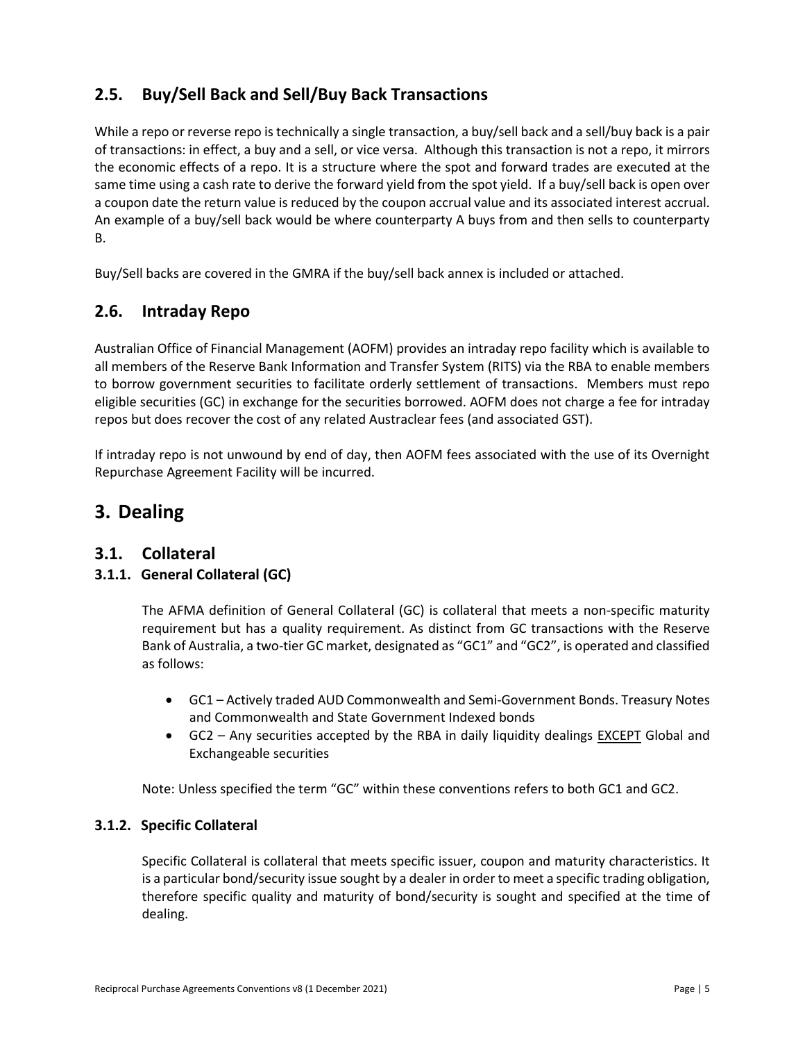## 2.5. Buy/Sell Back and Sell/Buy Back Transactions

While a repo or reverse repo is technically a single transaction, a buy/sell back and a sell/buy back is a pair of transactions: in effect, a buy and a sell, or vice versa. Although this transaction is not a repo, it mirrors the economic effects of a repo. It is a structure where the spot and forward trades are executed at the same time using a cash rate to derive the forward yield from the spot yield. If a buy/sell back is open over a coupon date the return value is reduced by the coupon accrual value and its associated interest accrual. An example of a buy/sell back would be where counterparty A buys from and then sells to counterparty B.

Buy/Sell backs are covered in the GMRA if the buy/sell back annex is included or attached.

## 2.6. Intraday Repo

Australian Office of Financial Management (AOFM) provides an intraday repo facility which is available to all members of the Reserve Bank Information and Transfer System (RITS) via the RBA to enable members to borrow government securities to facilitate orderly settlement of transactions. Members must repo eligible securities (GC) in exchange for the securities borrowed. AOFM does not charge a fee for intraday repos but does recover the cost of any related Austraclear fees (and associated GST).

If intraday repo is not unwound by end of day, then AOFM fees associated with the use of its Overnight Repurchase Agreement Facility will be incurred.

# 3. Dealing

## 3.1. Collateral

### 3.1.1. General Collateral (GC)

The AFMA definition of General Collateral (GC) is collateral that meets a non-specific maturity requirement but has a quality requirement. As distinct from GC transactions with the Reserve Bank of Australia, a two-tier GC market, designated as "GC1" and "GC2", is operated and classified as follows:

- GC1 – Actively traded AUD Commonwealth and Semi-Government Bonds. Treasury Notes and Commonwealth and State Government Indexed bonds
- GC2 – Any securities accepted by the RBA in daily liquidity dealings <u>EXCEPT</u> Global and Exchangeable securities

Note: Unless specified the term "GC" within these conventions refers to both GC1 and GC2.

### 3.1.2. Specific Collateral

Specific Collateral is collateral that meets specific issuer, coupon and maturity characteristics. It is a particular bond/security issue sought by a dealer in order to meet a specific trading obligation, therefore specific quality and maturity of bond/security is sought and specified at the time of dealing.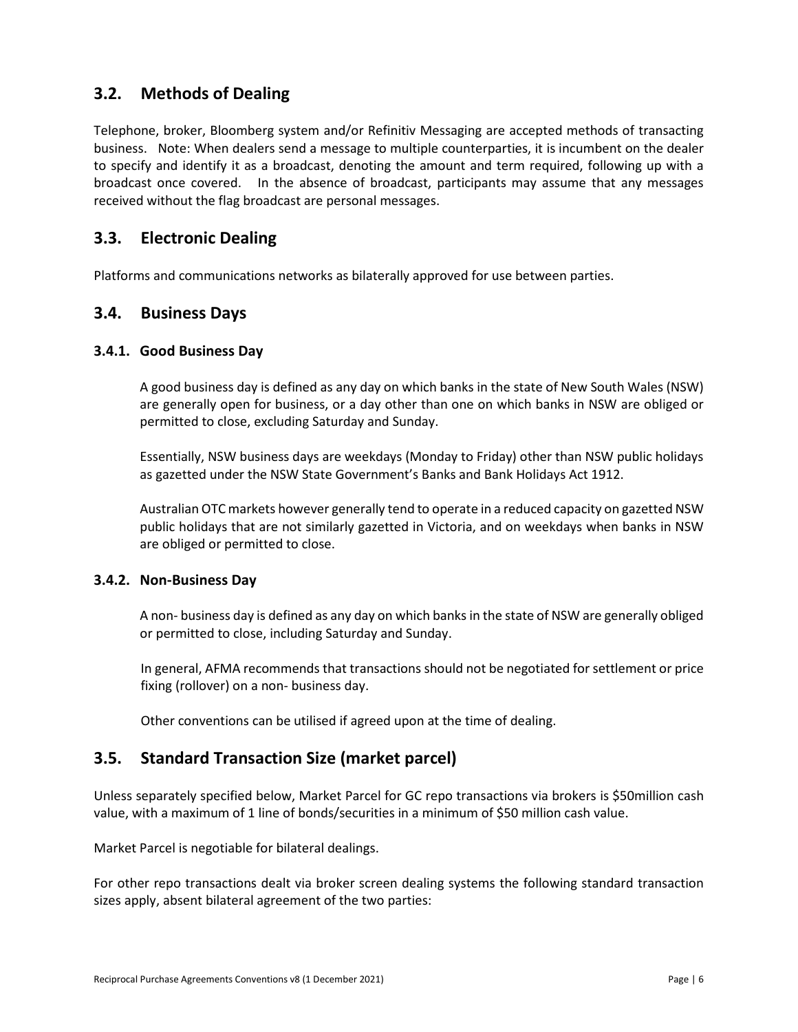## 3.2. Methods of Dealing

Telephone, broker, Bloomberg system and/or Refinitiv Messaging are accepted methods of transacting business. Note: When dealers send a message to multiple counterparties, it is incumbent on the dealer to specify and identify it as a broadcast, denoting the amount and term required, following up with a broadcast once covered. In the absence of broadcast, participants may assume that any messages received without the flag broadcast are personal messages.

## 3.3. Electronic Dealing

Platforms and communications networks as bilaterally approved for use between parties.

## 3.4. Business Days

### 3.4.1. Good Business Day

A good business day is defined as any day on which banks in the state of New South Wales (NSW) are generally open for business, or a day other than one on which banks in NSW are obliged or permitted to close, excluding Saturday and Sunday.

Essentially, NSW business days are weekdays (Monday to Friday) other than NSW public holidays as gazetted under the NSW State Government's Banks and Bank Holidays Act 1912.

Australian OTC markets however generally tend to operate in a reduced capacity on gazetted NSW public holidays that are not similarly gazetted in Victoria, and on weekdays when banks in NSW are obliged or permitted to close.

### 3.4.2. Non-Business Day

A non- business day is defined as any day on which banks in the state of NSW are generally obliged or permitted to close, including Saturday and Sunday.

In general, AFMA recommends that transactions should not be negotiated for settlement or price fixing (rollover) on a non- business day.

Other conventions can be utilised if agreed upon at the time of dealing.

## 3.5. Standard Transaction Size (market parcel)

Unless separately specified below, Market Parcel for GC repo transactions via brokers is \$50million cash value, with a maximum of 1 line of bonds/securities in a minimum of \$50 million cash value.

Market Parcel is negotiable for bilateral dealings.

For other repo transactions dealt via broker screen dealing systems the following standard transaction sizes apply, absent bilateral agreement of the two parties: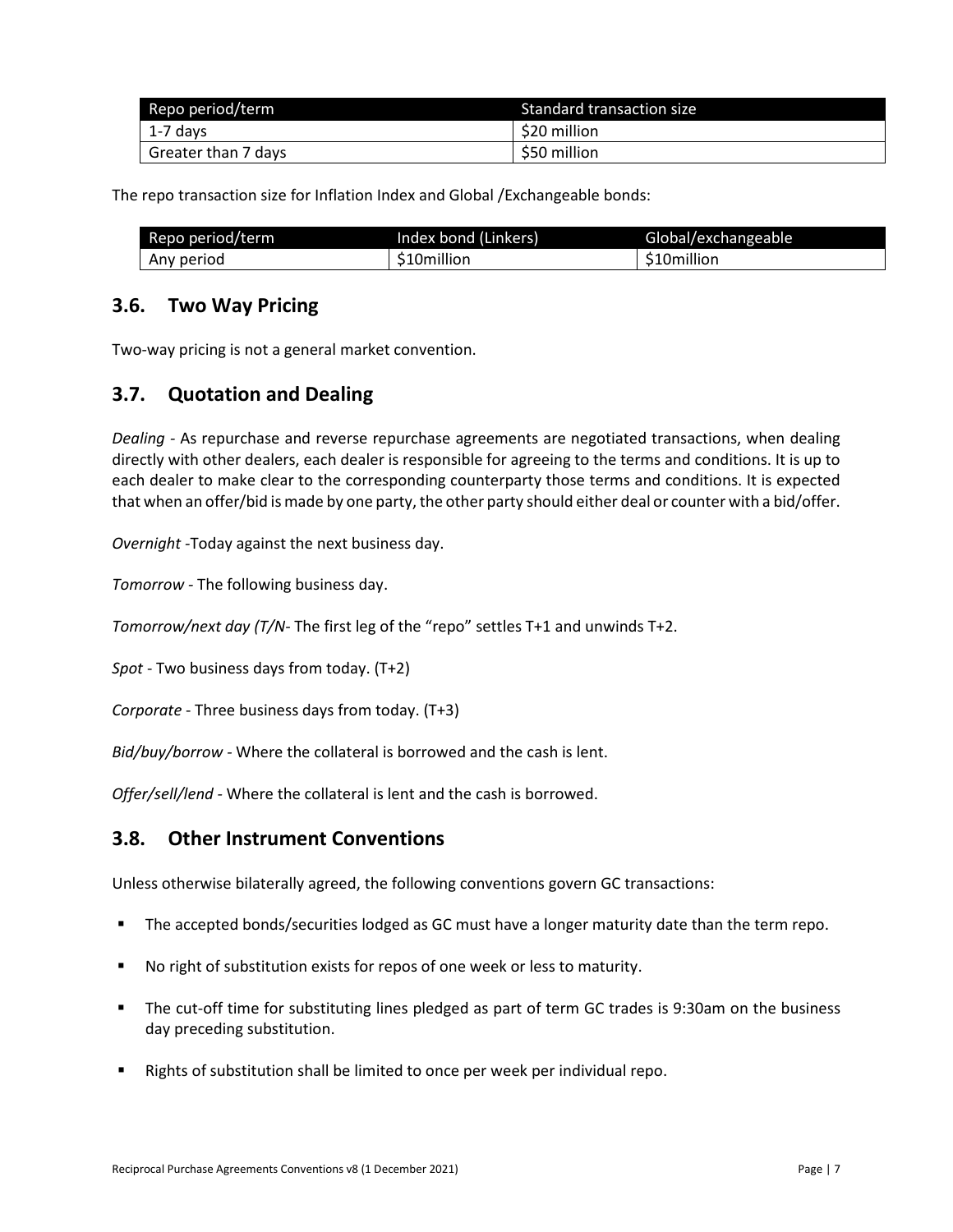| Repo period/term | Standard transaction size |
|---|---|
| 1-7 days | $20 million |
| Greater than 7 days | $50 million |

The repo transaction size for Inflation Index and Global /Exchangeable bonds:

| Repo period/term | Index bond (Linkers) | Global/exchangeable |
|---|---|---|
| Any period | $10million | $10million |

## 3.6. Two Way Pricing

Two-way pricing is not a general market convention.

## 3.7. Quotation and Dealing

*Dealing* - As repurchase and reverse repurchase agreements are negotiated transactions, when dealing directly with other dealers, each dealer is responsible for agreeing to the terms and conditions. It is up to each dealer to make clear to the corresponding counterparty those terms and conditions. It is expected that when an offer/bid is made by one party, the other party should either deal or counter with a bid/offer.

*Overnight* -Today against the next business day.

*Tomorrow* - The following business day.

*Tomorrow/next day (T/N-* The first leg of the "repo" settles T+1 and unwinds T+2.

*Spot* - Two business days from today. (T+2)

*Corporate* - Three business days from today. (T+3)

*Bid/buy/borrow* - Where the collateral is borrowed and the cash is lent.

*Offer/sell/lend* - Where the collateral is lent and the cash is borrowed.

## 3.8. Other Instrument Conventions

Unless otherwise bilaterally agreed, the following conventions govern GC transactions:

- The accepted bonds/securities lodged as GC must have a longer maturity date than the term repo.
- No right of substitution exists for repos of one week or less to maturity.
- The cut-off time for substituting lines pledged as part of term GC trades is 9:30am on the business day preceding substitution.
- Rights of substitution shall be limited to once per week per individual repo.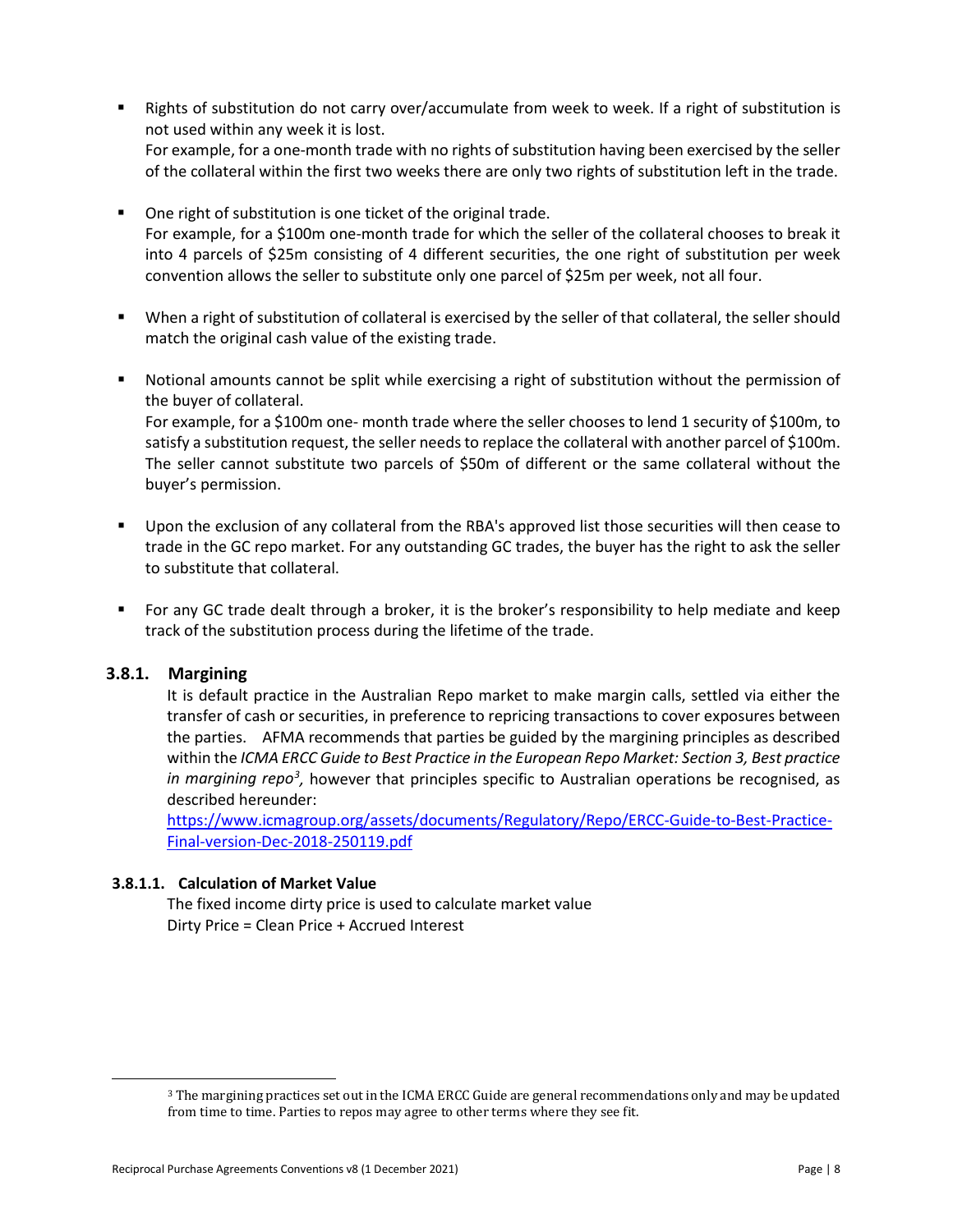- Rights of substitution do not carry over/accumulate from week to week. If a right of substitution is not used within any week it is lost.
  For example, for a one-month trade with no rights of substitution having been exercised by the seller of the collateral within the first two weeks there are only two rights of substitution left in the trade.

- One right of substitution is one ticket of the original trade.
  For example, for a $100m one-month trade for which the seller of the collateral chooses to break it into 4 parcels of $25m consisting of 4 different securities, the one right of substitution per week convention allows the seller to substitute only one parcel of $25m per week, not all four.

- When a right of substitution of collateral is exercised by the seller of that collateral, the seller should match the original cash value of the existing trade.

- Notional amounts cannot be split while exercising a right of substitution without the permission of the buyer of collateral.
  For example, for a $100m one- month trade where the seller chooses to lend 1 security of $100m, to satisfy a substitution request, the seller needs to replace the collateral with another parcel of $100m. The seller cannot substitute two parcels of $50m of different or the same collateral without the buyer's permission.

- Upon the exclusion of any collateral from the RBA's approved list those securities will then cease to trade in the GC repo market. For any outstanding GC trades, the buyer has the right to ask the seller to substitute that collateral.

- For any GC trade dealt through a broker, it is the broker's responsibility to help mediate and keep track of the substitution process during the lifetime of the trade.

### 3.8.1. Margining

It is default practice in the Australian Repo market to make margin calls, settled via either the transfer of cash or securities, in preference to repricing transactions to cover exposures between the parties. AFMA recommends that parties be guided by the margining principles as described within the *ICMA ERCC Guide to Best Practice in the European Repo Market: Section 3, Best practice in margining repo*[3], however that principles specific to Australian operations be recognised, as described hereunder:
https://www.icmagroup.org/assets/documents/Regulatory/Repo/ERCC-Guide-to-Best-Practice-Final-version-Dec-2018-250119.pdf

#### 3.8.1.1. Calculation of Market Value

The fixed income dirty price is used to calculate market value
Dirty Price = Clean Price + Accrued Interest

[3] The margining practices set out in the ICMA ERCC Guide are general recommendations only and may be updated from time to time. Parties to repos may agree to other terms where they see fit.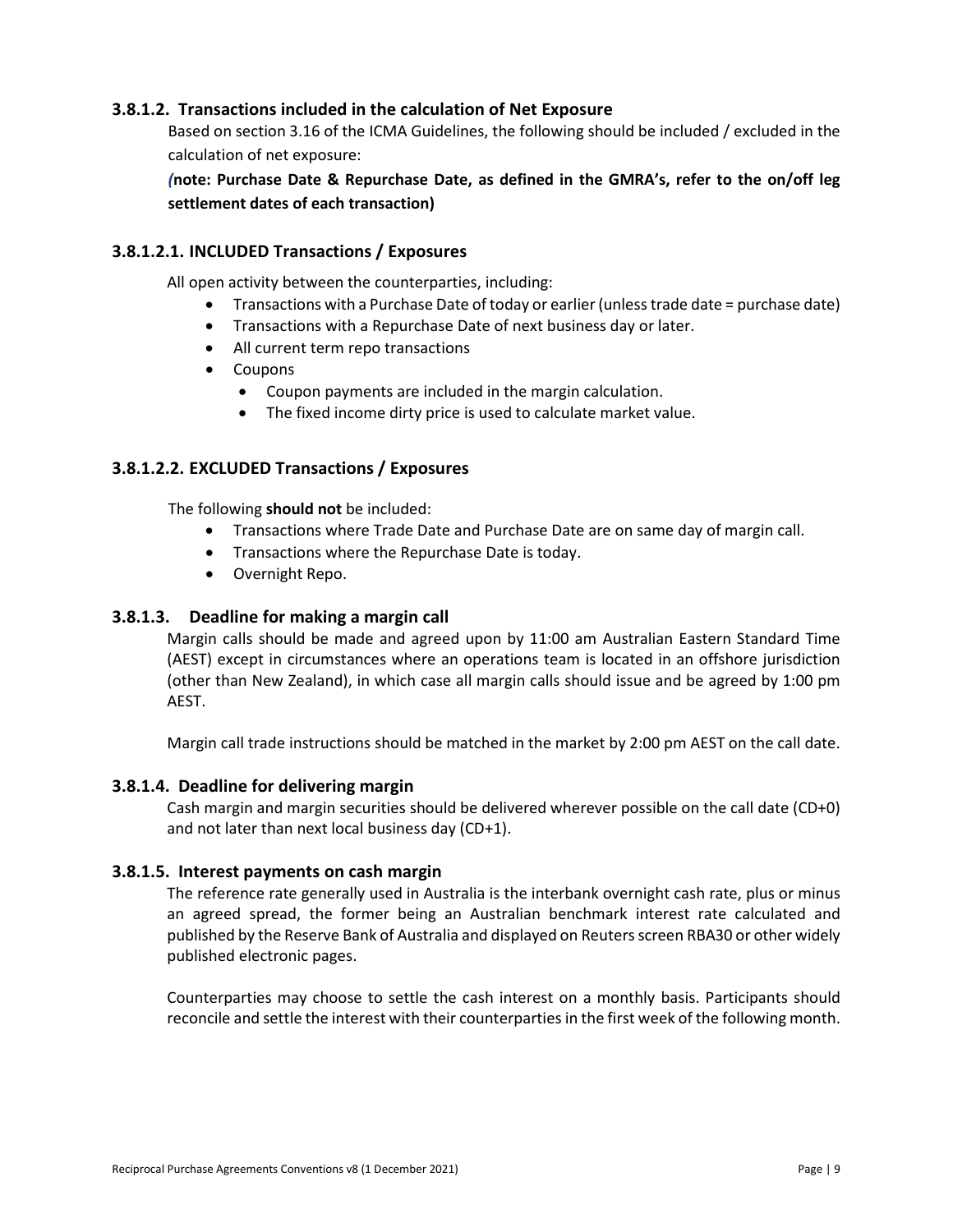### 3.8.1.2. Transactions included in the calculation of Net Exposure

Based on section 3.16 of the ICMA Guidelines, the following should be included / excluded in the calculation of net exposure:

**(note: Purchase Date & Repurchase Date, as defined in the GMRA's, refer to the on/off leg settlement dates of each transaction)**

### 3.8.1.2.1. INCLUDED Transactions / Exposures

All open activity between the counterparties, including:

- Transactions with a Purchase Date of today or earlier (unless trade date = purchase date)
- Transactions with a Repurchase Date of next business day or later.
- All current term repo transactions
- Coupons
  - Coupon payments are included in the margin calculation.
  - The fixed income dirty price is used to calculate market value.

### 3.8.1.2.2. EXCLUDED Transactions / Exposures

The following **should not** be included:

- Transactions where Trade Date and Purchase Date are on same day of margin call.
- Transactions where the Repurchase Date is today.
- Overnight Repo.

### 3.8.1.3. Deadline for making a margin call

Margin calls should be made and agreed upon by 11:00 am Australian Eastern Standard Time (AEST) except in circumstances where an operations team is located in an offshore jurisdiction (other than New Zealand), in which case all margin calls should issue and be agreed by 1:00 pm AEST.

Margin call trade instructions should be matched in the market by 2:00 pm AEST on the call date.

### 3.8.1.4. Deadline for delivering margin

Cash margin and margin securities should be delivered wherever possible on the call date (CD+0) and not later than next local business day (CD+1).

### 3.8.1.5. Interest payments on cash margin

The reference rate generally used in Australia is the interbank overnight cash rate, plus or minus an agreed spread, the former being an Australian benchmark interest rate calculated and published by the Reserve Bank of Australia and displayed on Reuters screen RBA30 or other widely published electronic pages.

Counterparties may choose to settle the cash interest on a monthly basis. Participants should reconcile and settle the interest with their counterparties in the first week of the following month.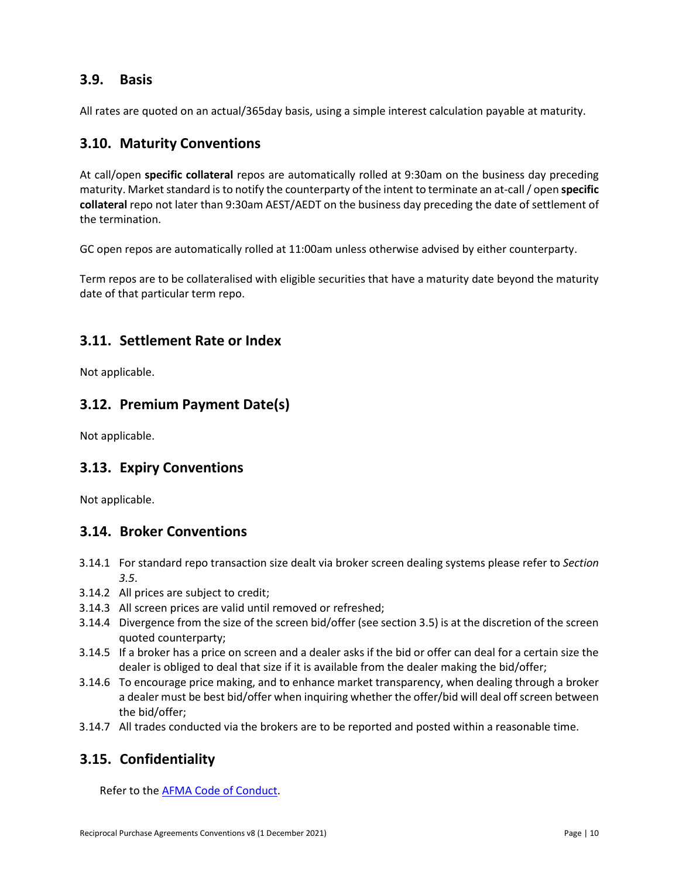## 3.9. Basis

All rates are quoted on an actual/365day basis, using a simple interest calculation payable at maturity.

## 3.10. Maturity Conventions

At call/open **specific collateral** repos are automatically rolled at 9:30am on the business day preceding maturity. Market standard is to notify the counterparty of the intent to terminate an at-call / open **specific collateral** repo not later than 9:30am AEST/AEDT on the business day preceding the date of settlement of the termination.

GC open repos are automatically rolled at 11:00am unless otherwise advised by either counterparty.

Term repos are to be collateralised with eligible securities that have a maturity date beyond the maturity date of that particular term repo.

## 3.11. Settlement Rate or Index

Not applicable.

## 3.12. Premium Payment Date(s)

Not applicable.

## 3.13. Expiry Conventions

Not applicable.

## 3.14. Broker Conventions

3.14.1 For standard repo transaction size dealt via broker screen dealing systems please refer to *Section 3.5*.

3.14.2 All prices are subject to credit;

3.14.3 All screen prices are valid until removed or refreshed;

3.14.4 Divergence from the size of the screen bid/offer (see section 3.5) is at the discretion of the screen quoted counterparty;

3.14.5 If a broker has a price on screen and a dealer asks if the bid or offer can deal for a certain size the dealer is obliged to deal that size if it is available from the dealer making the bid/offer;

3.14.6 To encourage price making, and to enhance market transparency, when dealing through a broker a dealer must be best bid/offer when inquiring whether the offer/bid will deal off screen between the bid/offer;

3.14.7 All trades conducted via the brokers are to be reported and posted within a reasonable time.

## 3.15. Confidentiality

Refer to the AFMA Code of Conduct.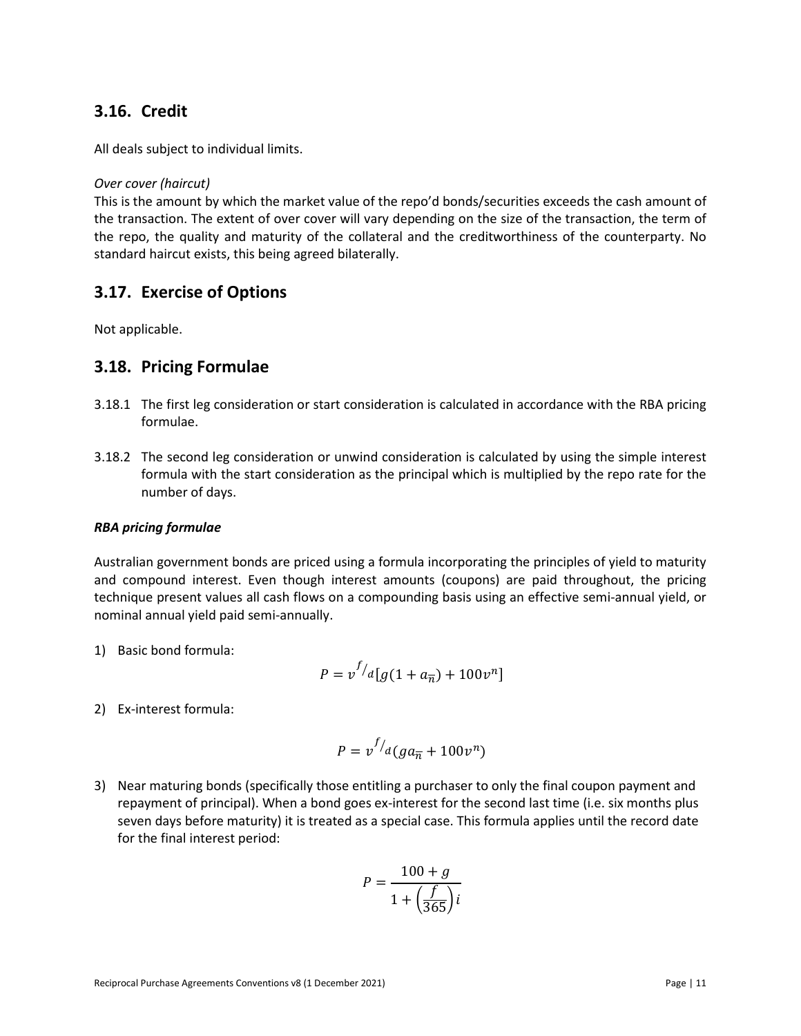## 3.16. Credit

All deals subject to individual limits.

*Over cover (haircut)*
This is the amount by which the market value of the repo'd bonds/securities exceeds the cash amount of the transaction. The extent of over cover will vary depending on the size of the transaction, the term of the repo, the quality and maturity of the collateral and the creditworthiness of the counterparty. No standard haircut exists, this being agreed bilaterally.

## 3.17. Exercise of Options

Not applicable.

## 3.18. Pricing Formulae

3.18.1 The first leg consideration or start consideration is calculated in accordance with the RBA pricing formulae.

3.18.2 The second leg consideration or unwind consideration is calculated by using the simple interest formula with the start consideration as the principal which is multiplied by the repo rate for the number of days.

***RBA pricing formulae***

Australian government bonds are priced using a formula incorporating the principles of yield to maturity and compound interest. Even though interest amounts (coupons) are paid throughout, the pricing technique present values all cash flows on a compounding basis using an effective semi-annual yield, or nominal annual yield paid semi-annually.

1) Basic bond formula:

$$P = v^{f/d}[g(1 + a_{\overline{n}|}) + 100v^n]$$

2) Ex-interest formula:

$$P = v^{f/d}(ga_{\overline{n}|} + 100v^n)$$

3) Near maturing bonds (specifically those entitling a purchaser to only the final coupon payment and repayment of principal). When a bond goes ex-interest for the second last time (i.e. six months plus seven days before maturity) it is treated as a special case. This formula applies until the record date for the final interest period:

$$P = \frac{100 + g}{1 + \left(\frac{f}{365}\right)i}$$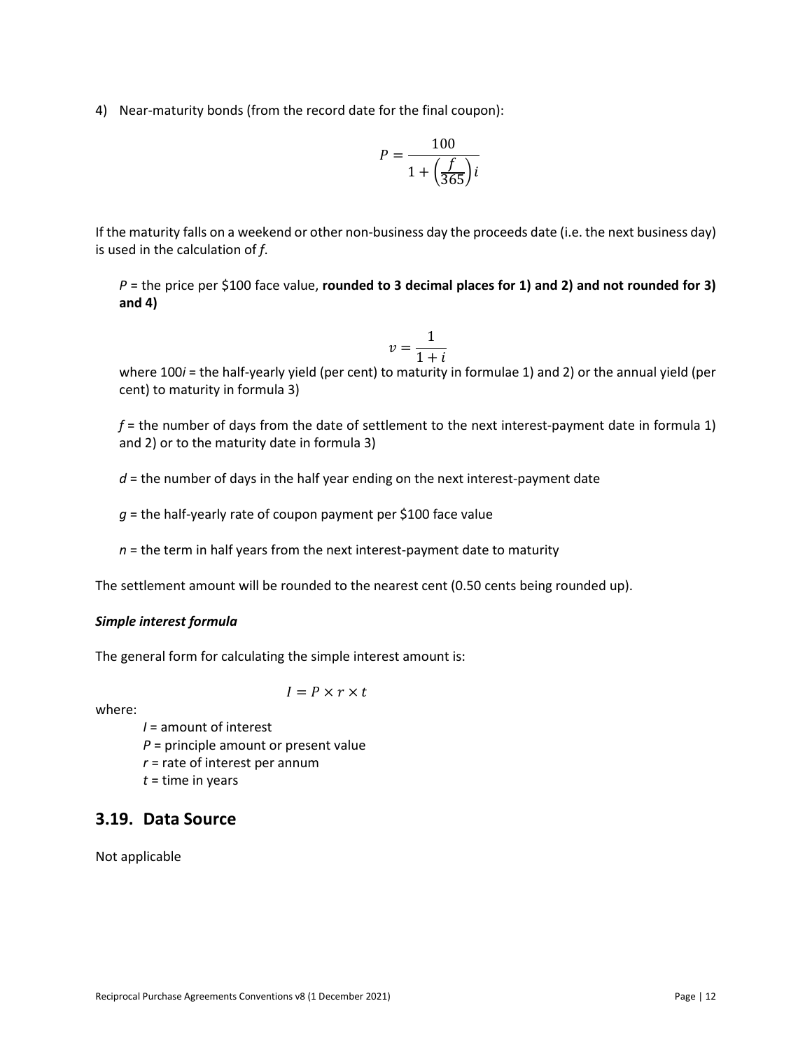4) Near-maturity bonds (from the record date for the final coupon):

$$P = \frac{100}{1 + \left(\frac{f}{365}\right)i}$$

If the maturity falls on a weekend or other non-business day the proceeds date (i.e. the next business day) is used in the calculation of *f*.

> $P$ = the price per $100 face value, **rounded to 3 decimal places for 1) and 2) and not rounded for 3) and 4)**
>
> $$v = \frac{1}{1+i}$$
>
> where 100$i$ = the half-yearly yield (per cent) to maturity in formulae 1) and 2) or the annual yield (per cent) to maturity in formula 3)
>
> $f$ = the number of days from the date of settlement to the next interest-payment date in formula 1) and 2) or to the maturity date in formula 3)
>
> $d$ = the number of days in the half year ending on the next interest-payment date
>
> $g$ = the half-yearly rate of coupon payment per $100 face value
>
> $n$ = the term in half years from the next interest-payment date to maturity

The settlement amount will be rounded to the nearest cent (0.50 cents being rounded up).

***Simple interest formula***

The general form for calculating the simple interest amount is:

$$I = P \times r \times t$$

where:

- $I$ = amount of interest
- $P$ = principle amount or present value
- $r$ = rate of interest per annum
- $t$ = time in years

## 3.19. Data Source

Not applicable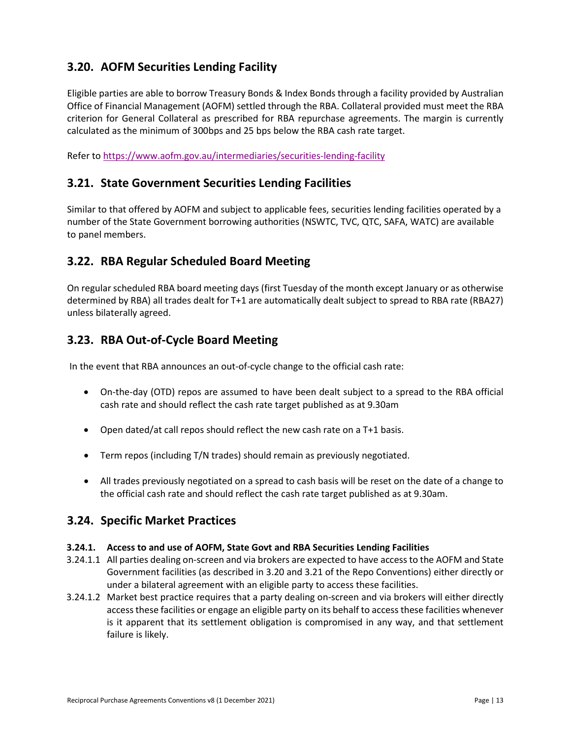## 3.20. AOFM Securities Lending Facility

Eligible parties are able to borrow Treasury Bonds & Index Bonds through a facility provided by Australian Office of Financial Management (AOFM) settled through the RBA. Collateral provided must meet the RBA criterion for General Collateral as prescribed for RBA repurchase agreements. The margin is currently calculated as the minimum of 300bps and 25 bps below the RBA cash rate target.

Refer to https://www.aofm.gov.au/intermediaries/securities-lending-facility

## 3.21. State Government Securities Lending Facilities

Similar to that offered by AOFM and subject to applicable fees, securities lending facilities operated by a number of the State Government borrowing authorities (NSWTC, TVC, QTC, SAFA, WATC) are available to panel members.

## 3.22. RBA Regular Scheduled Board Meeting

On regular scheduled RBA board meeting days (first Tuesday of the month except January or as otherwise determined by RBA) all trades dealt for T+1 are automatically dealt subject to spread to RBA rate (RBA27) unless bilaterally agreed.

## 3.23. RBA Out-of-Cycle Board Meeting

In the event that RBA announces an out-of-cycle change to the official cash rate:

- On-the-day (OTD) repos are assumed to have been dealt subject to a spread to the RBA official cash rate and should reflect the cash rate target published as at 9.30am
- Open dated/at call repos should reflect the new cash rate on a T+1 basis.
- Term repos (including T/N trades) should remain as previously negotiated.
- All trades previously negotiated on a spread to cash basis will be reset on the date of a change to the official cash rate and should reflect the cash rate target published as at 9.30am.

## 3.24. Specific Market Practices

### 3.24.1. Access to and use of AOFM, State Govt and RBA Securities Lending Facilities

3.24.1.1 All parties dealing on-screen and via brokers are expected to have access to the AOFM and State Government facilities (as described in 3.20 and 3.21 of the Repo Conventions) either directly or under a bilateral agreement with an eligible party to access these facilities.

3.24.1.2 Market best practice requires that a party dealing on-screen and via brokers will either directly access these facilities or engage an eligible party on its behalf to access these facilities whenever is it apparent that its settlement obligation is compromised in any way, and that settlement failure is likely.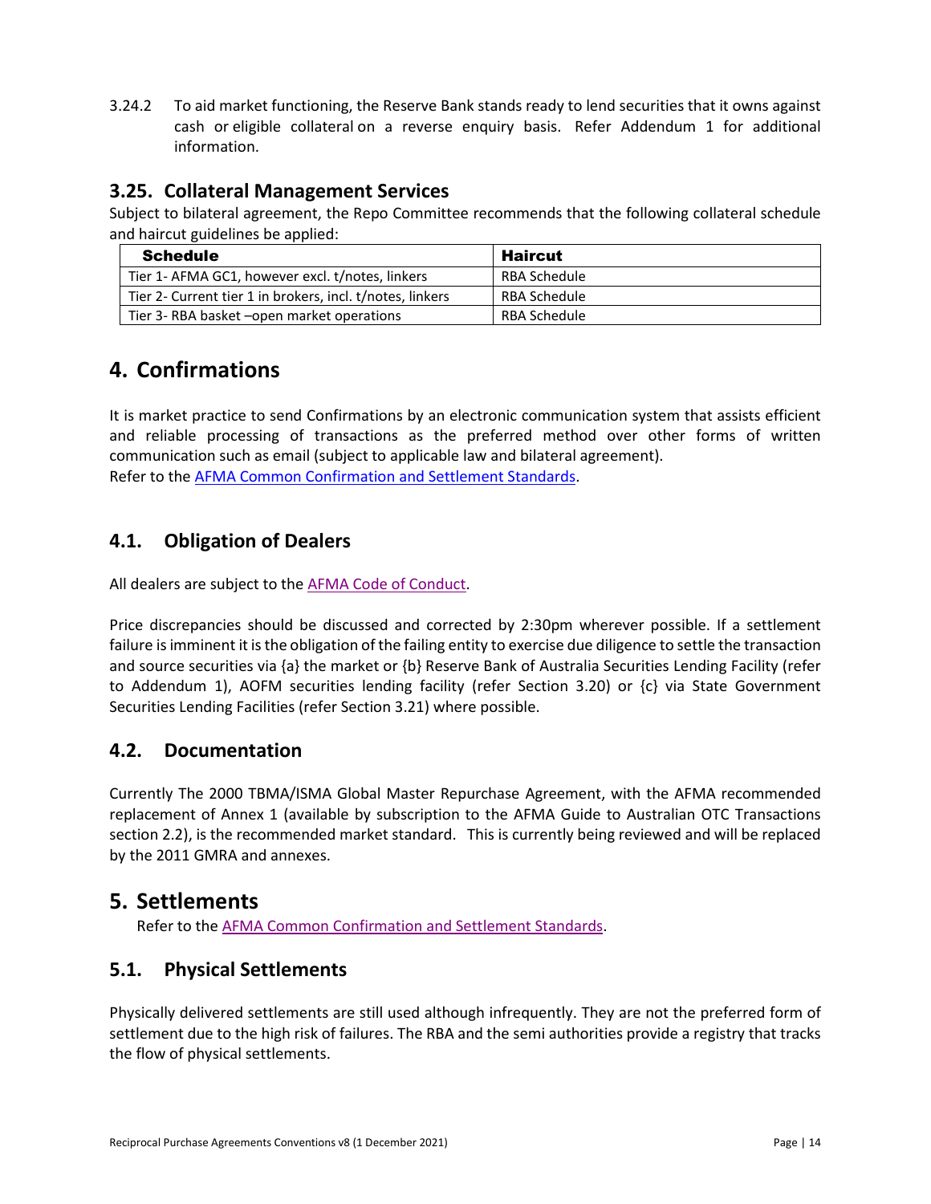3.24.2 To aid market functioning, the Reserve Bank stands ready to lend securities that it owns against cash or eligible collateral on a reverse enquiry basis. Refer Addendum 1 for additional information.

## 3.25. Collateral Management Services

Subject to bilateral agreement, the Repo Committee recommends that the following collateral schedule and haircut guidelines be applied:

| Schedule | Haircut |
|---|---|
| Tier 1- AFMA GC1, however excl. t/notes, linkers | RBA Schedule |
| Tier 2- Current tier 1 in brokers, incl. t/notes, linkers | RBA Schedule |
| Tier 3- RBA basket –open market operations | RBA Schedule |

# 4. Confirmations

It is market practice to send Confirmations by an electronic communication system that assists efficient and reliable processing of transactions as the preferred method over other forms of written communication such as email (subject to applicable law and bilateral agreement).
Refer to the AFMA Common Confirmation and Settlement Standards.

## 4.1. Obligation of Dealers

All dealers are subject to the AFMA Code of Conduct.

Price discrepancies should be discussed and corrected by 2:30pm wherever possible. If a settlement failure is imminent it is the obligation of the failing entity to exercise due diligence to settle the transaction and source securities via {a} the market or {b} Reserve Bank of Australia Securities Lending Facility (refer to Addendum 1), AOFM securities lending facility (refer Section 3.20) or {c} via State Government Securities Lending Facilities (refer Section 3.21) where possible.

## 4.2. Documentation

Currently The 2000 TBMA/ISMA Global Master Repurchase Agreement, with the AFMA recommended replacement of Annex 1 (available by subscription to the AFMA Guide to Australian OTC Transactions section 2.2), is the recommended market standard. This is currently being reviewed and will be replaced by the 2011 GMRA and annexes.

# 5. Settlements

Refer to the AFMA Common Confirmation and Settlement Standards.

## 5.1. Physical Settlements

Physically delivered settlements are still used although infrequently. They are not the preferred form of settlement due to the high risk of failures. The RBA and the semi authorities provide a registry that tracks the flow of physical settlements.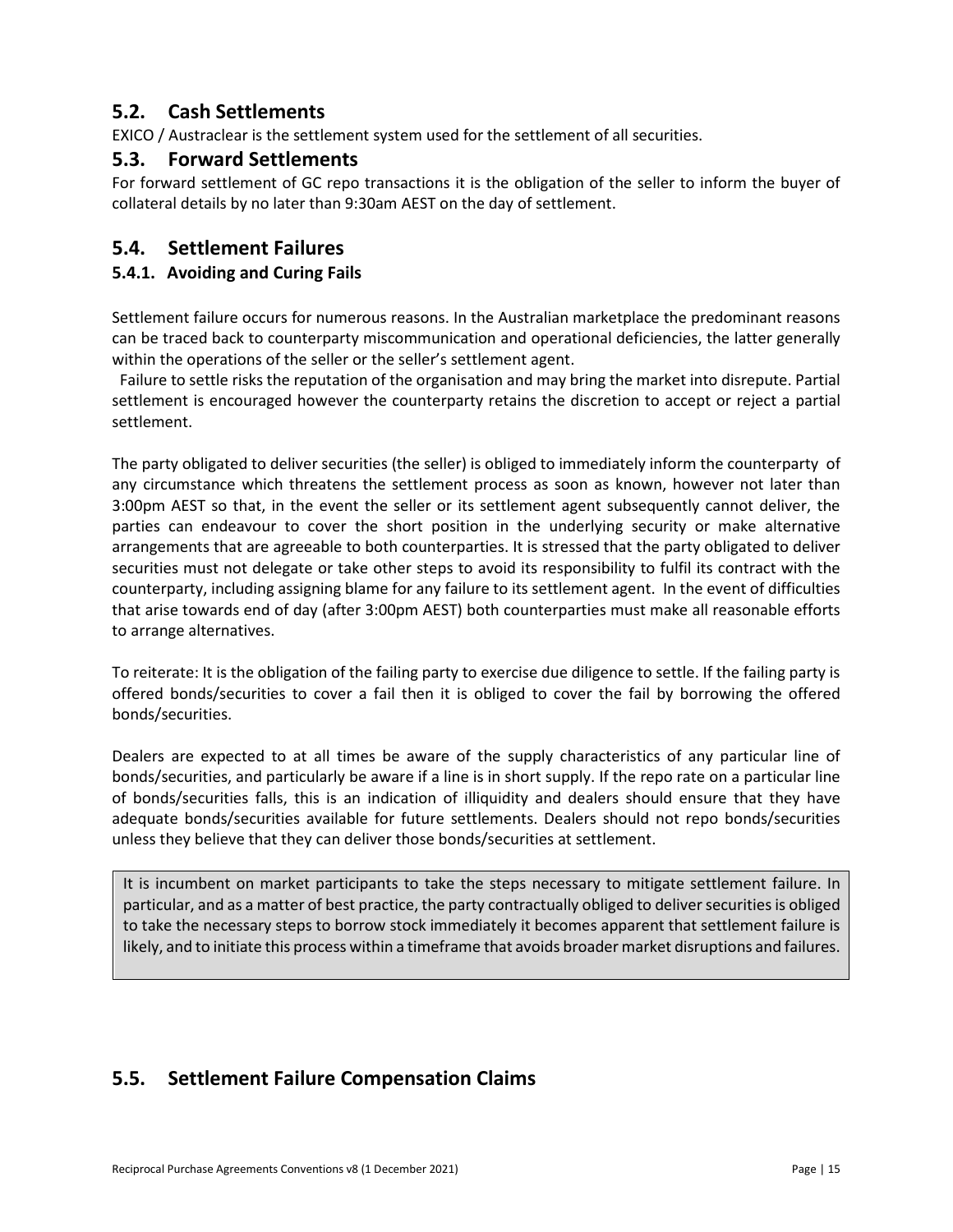## 5.2. Cash Settlements

EXICO / Austraclear is the settlement system used for the settlement of all securities.

## 5.3. Forward Settlements

For forward settlement of GC repo transactions it is the obligation of the seller to inform the buyer of collateral details by no later than 9:30am AEST on the day of settlement.

## 5.4. Settlement Failures

### 5.4.1. Avoiding and Curing Fails

Settlement failure occurs for numerous reasons. In the Australian marketplace the predominant reasons can be traced back to counterparty miscommunication and operational deficiencies, the latter generally within the operations of the seller or the seller's settlement agent.

Failure to settle risks the reputation of the organisation and may bring the market into disrepute. Partial settlement is encouraged however the counterparty retains the discretion to accept or reject a partial settlement.

The party obligated to deliver securities (the seller) is obliged to immediately inform the counterparty of any circumstance which threatens the settlement process as soon as known, however not later than 3:00pm AEST so that, in the event the seller or its settlement agent subsequently cannot deliver, the parties can endeavour to cover the short position in the underlying security or make alternative arrangements that are agreeable to both counterparties. It is stressed that the party obligated to deliver securities must not delegate or take other steps to avoid its responsibility to fulfil its contract with the counterparty, including assigning blame for any failure to its settlement agent. In the event of difficulties that arise towards end of day (after 3:00pm AEST) both counterparties must make all reasonable efforts to arrange alternatives.

To reiterate: It is the obligation of the failing party to exercise due diligence to settle. If the failing party is offered bonds/securities to cover a fail then it is obliged to cover the fail by borrowing the offered bonds/securities.

Dealers are expected to at all times be aware of the supply characteristics of any particular line of bonds/securities, and particularly be aware if a line is in short supply. If the repo rate on a particular line of bonds/securities falls, this is an indication of illiquidity and dealers should ensure that they have adequate bonds/securities available for future settlements. Dealers should not repo bonds/securities unless they believe that they can deliver those bonds/securities at settlement.

> It is incumbent on market participants to take the steps necessary to mitigate settlement failure. In particular, and as a matter of best practice, the party contractually obliged to deliver securities is obliged to take the necessary steps to borrow stock immediately it becomes apparent that settlement failure is likely, and to initiate this process within a timeframe that avoids broader market disruptions and failures.

## 5.5. Settlement Failure Compensation Claims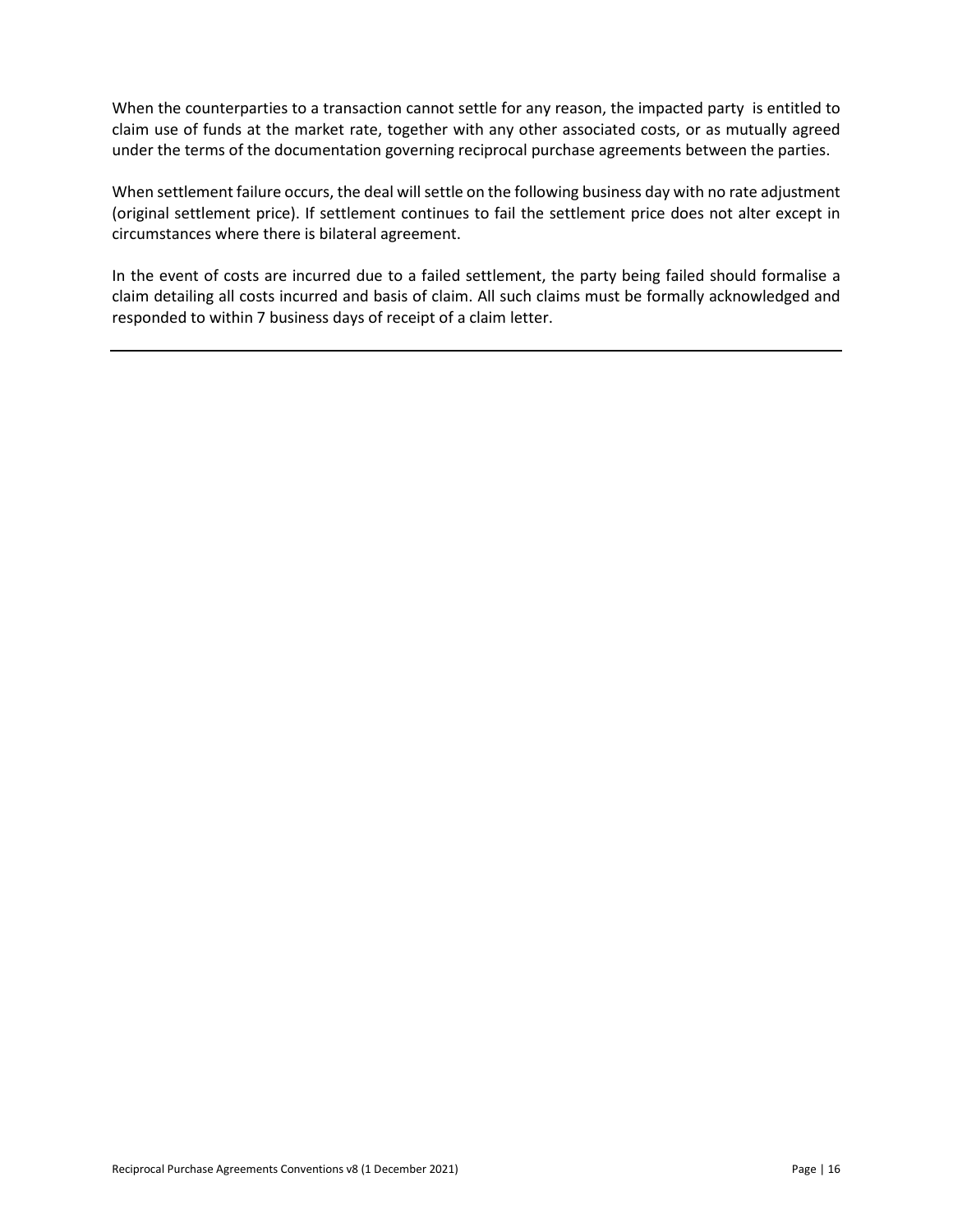When the counterparties to a transaction cannot settle for any reason, the impacted party is entitled to claim use of funds at the market rate, together with any other associated costs, or as mutually agreed under the terms of the documentation governing reciprocal purchase agreements between the parties.

When settlement failure occurs, the deal will settle on the following business day with no rate adjustment (original settlement price). If settlement continues to fail the settlement price does not alter except in circumstances where there is bilateral agreement.

In the event of costs are incurred due to a failed settlement, the party being failed should formalise a claim detailing all costs incurred and basis of claim. All such claims must be formally acknowledged and responded to within 7 business days of receipt of a claim letter.

---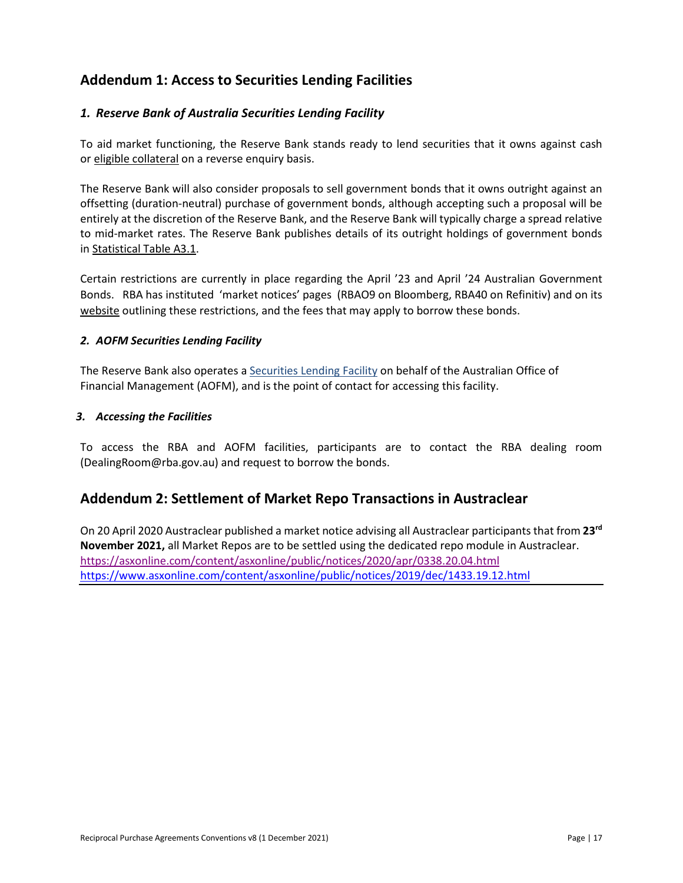## Addendum 1: Access to Securities Lending Facilities

### *1. Reserve Bank of Australia Securities Lending Facility*

To aid market functioning, the Reserve Bank stands ready to lend securities that it owns against cash or eligible collateral on a reverse enquiry basis.

The Reserve Bank will also consider proposals to sell government bonds that it owns outright against an offsetting (duration-neutral) purchase of government bonds, although accepting such a proposal will be entirely at the discretion of the Reserve Bank, and the Reserve Bank will typically charge a spread relative to mid-market rates. The Reserve Bank publishes details of its outright holdings of government bonds in Statistical Table A3.1.

Certain restrictions are currently in place regarding the April '23 and April '24 Australian Government Bonds. RBA has instituted 'market notices' pages (RBAO9 on Bloomberg, RBA40 on Refinitiv) and on its website outlining these restrictions, and the fees that may apply to borrow these bonds.

### *2. AOFM Securities Lending Facility*

The Reserve Bank also operates a Securities Lending Facility on behalf of the Australian Office of Financial Management (AOFM), and is the point of contact for accessing this facility.

### *3. Accessing the Facilities*

To access the RBA and AOFM facilities, participants are to contact the RBA dealing room (DealingRoom@rba.gov.au) and request to borrow the bonds.

## Addendum 2: Settlement of Market Repo Transactions in Austraclear

On 20 April 2020 Austraclear published a market notice advising all Austraclear participants that from **23rd November 2021,** all Market Repos are to be settled using the dedicated repo module in Austraclear.
https://asxonline.com/content/asxonline/public/notices/2020/apr/0338.20.04.html
https://www.asxonline.com/content/asxonline/public/notices/2019/dec/1433.19.12.html